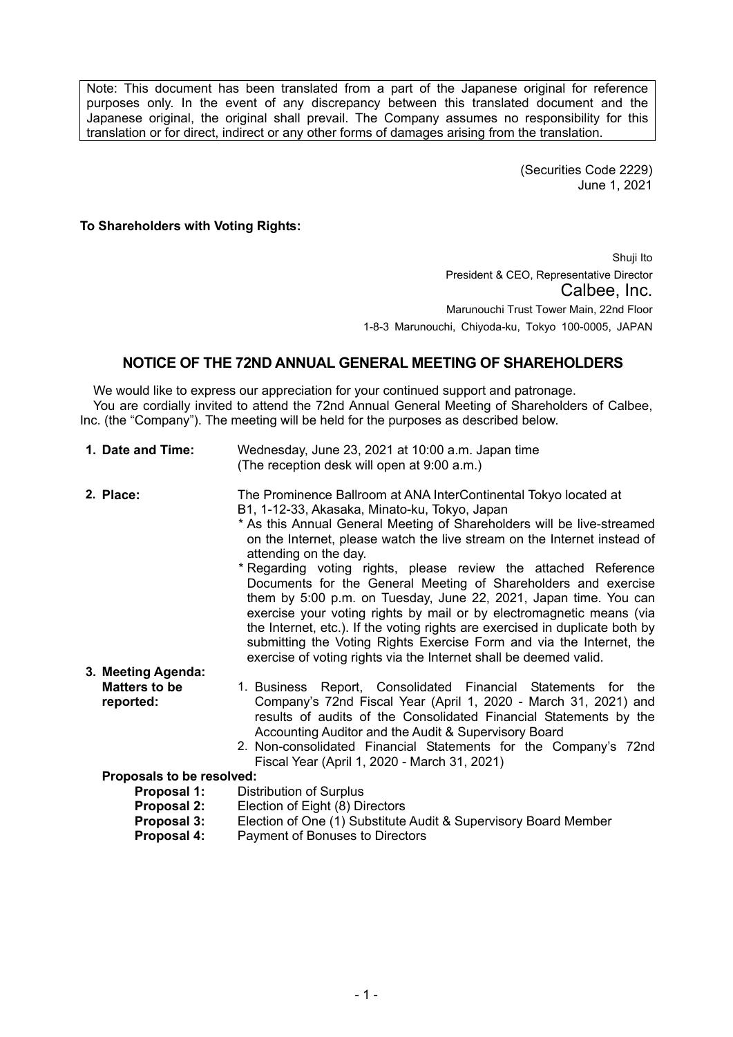Note: This document has been translated from a part of the Japanese original for reference purposes only. In the event of any discrepancy between this translated document and the Japanese original, the original shall prevail. The Company assumes no responsibility for this translation or for direct, indirect or any other forms of damages arising from the translation.

(Securities Code 2229)
June 1, 2021

**To Shareholders with Voting Rights:**

Shuji Ito
President & CEO, Representative Director
Calbee, Inc.
Marunouchi Trust Tower Main, 22nd Floor
1-8-3 Marunouchi, Chiyoda-ku, Tokyo 100-0005, JAPAN

## NOTICE OF THE 72ND ANNUAL GENERAL MEETING OF SHAREHOLDERS

We would like to express our appreciation for your continued support and patronage.

You are cordially invited to attend the 72nd Annual General Meeting of Shareholders of Calbee, Inc. (the "Company"). The meeting will be held for the purposes as described below.

**1. Date and Time:** Wednesday, June 23, 2021 at 10:00 a.m. Japan time
(The reception desk will open at 9:00 a.m.)

**2. Place:** The Prominence Ballroom at ANA InterContinental Tokyo located at B1, 1-12-33, Akasaka, Minato-ku, Tokyo, Japan

* As this Annual General Meeting of Shareholders will be live-streamed on the Internet, please watch the live stream on the Internet instead of attending on the day.
* Regarding voting rights, please review the attached Reference Documents for the General Meeting of Shareholders and exercise them by 5:00 p.m. on Tuesday, June 22, 2021, Japan time. You can exercise your voting rights by mail or by electromagnetic means (via the Internet, etc.). If the voting rights are exercised in duplicate both by submitting the Voting Rights Exercise Form and via the Internet, the exercise of voting rights via the Internet shall be deemed valid.

**3. Meeting Agenda:**

**Matters to be reported:**

1. Business Report, Consolidated Financial Statements for the Company's 72nd Fiscal Year (April 1, 2020 - March 31, 2021) and results of audits of the Consolidated Financial Statements by the Accounting Auditor and the Audit & Supervisory Board
2. Non-consolidated Financial Statements for the Company's 72nd Fiscal Year (April 1, 2020 - March 31, 2021)

**Proposals to be resolved:**

**Proposal 1:** Distribution of Surplus
**Proposal 2:** Election of Eight (8) Directors
**Proposal 3:** Election of One (1) Substitute Audit & Supervisory Board Member
**Proposal 4:** Payment of Bonuses to Directors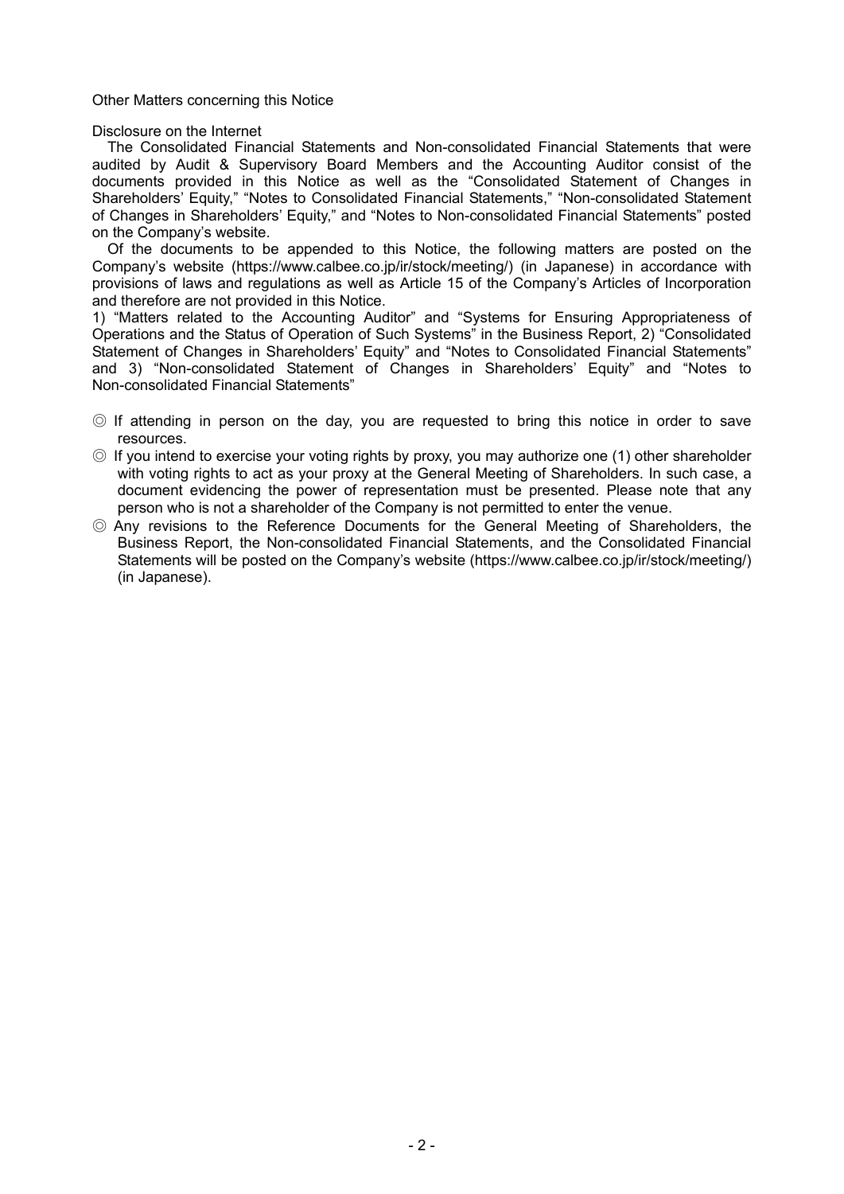Other Matters concerning this Notice

Disclosure on the Internet

The Consolidated Financial Statements and Non-consolidated Financial Statements that were audited by Audit & Supervisory Board Members and the Accounting Auditor consist of the documents provided in this Notice as well as the "Consolidated Statement of Changes in Shareholders' Equity," "Notes to Consolidated Financial Statements," "Non-consolidated Statement of Changes in Shareholders' Equity," and "Notes to Non-consolidated Financial Statements" posted on the Company's website.

Of the documents to be appended to this Notice, the following matters are posted on the Company's website (https://www.calbee.co.jp/ir/stock/meeting/) (in Japanese) in accordance with provisions of laws and regulations as well as Article 15 of the Company's Articles of Incorporation and therefore are not provided in this Notice.

1) "Matters related to the Accounting Auditor" and "Systems for Ensuring Appropriateness of Operations and the Status of Operation of Such Systems" in the Business Report, 2) "Consolidated Statement of Changes in Shareholders' Equity" and "Notes to Consolidated Financial Statements" and 3) "Non-consolidated Statement of Changes in Shareholders' Equity" and "Notes to Non-consolidated Financial Statements"

◎ If attending in person on the day, you are requested to bring this notice in order to save resources.

◎ If you intend to exercise your voting rights by proxy, you may authorize one (1) other shareholder with voting rights to act as your proxy at the General Meeting of Shareholders. In such case, a document evidencing the power of representation must be presented. Please note that any person who is not a shareholder of the Company is not permitted to enter the venue.

◎ Any revisions to the Reference Documents for the General Meeting of Shareholders, the Business Report, the Non-consolidated Financial Statements, and the Consolidated Financial Statements will be posted on the Company's website (https://www.calbee.co.jp/ir/stock/meeting/) (in Japanese).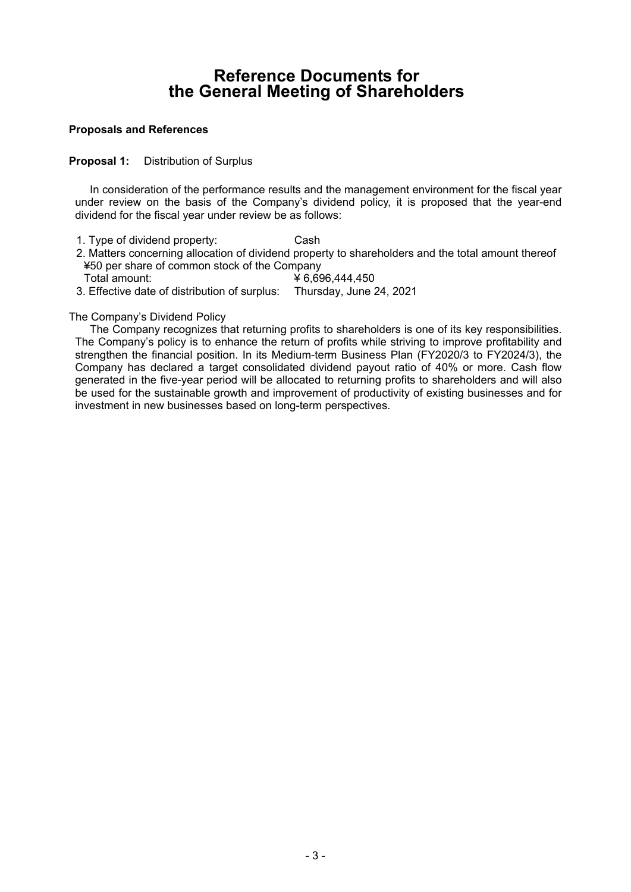# Reference Documents for the General Meeting of Shareholders

**Proposals and References**

**Proposal 1:** Distribution of Surplus

In consideration of the performance results and the management environment for the fiscal year under review on the basis of the Company's dividend policy, it is proposed that the year-end dividend for the fiscal year under review be as follows:

1. Type of dividend property: Cash
2. Matters concerning allocation of dividend property to shareholders and the total amount thereof
   ¥50 per share of common stock of the Company
   Total amount: ¥ 6,696,444,450
3. Effective date of distribution of surplus: Thursday, June 24, 2021

The Company's Dividend Policy

The Company recognizes that returning profits to shareholders is one of its key responsibilities. The Company's policy is to enhance the return of profits while striving to improve profitability and strengthen the financial position. In its Medium-term Business Plan (FY2020/3 to FY2024/3), the Company has declared a target consolidated dividend payout ratio of 40% or more. Cash flow generated in the five-year period will be allocated to returning profits to shareholders and will also be used for the sustainable growth and improvement of productivity of existing businesses and for investment in new businesses based on long-term perspectives.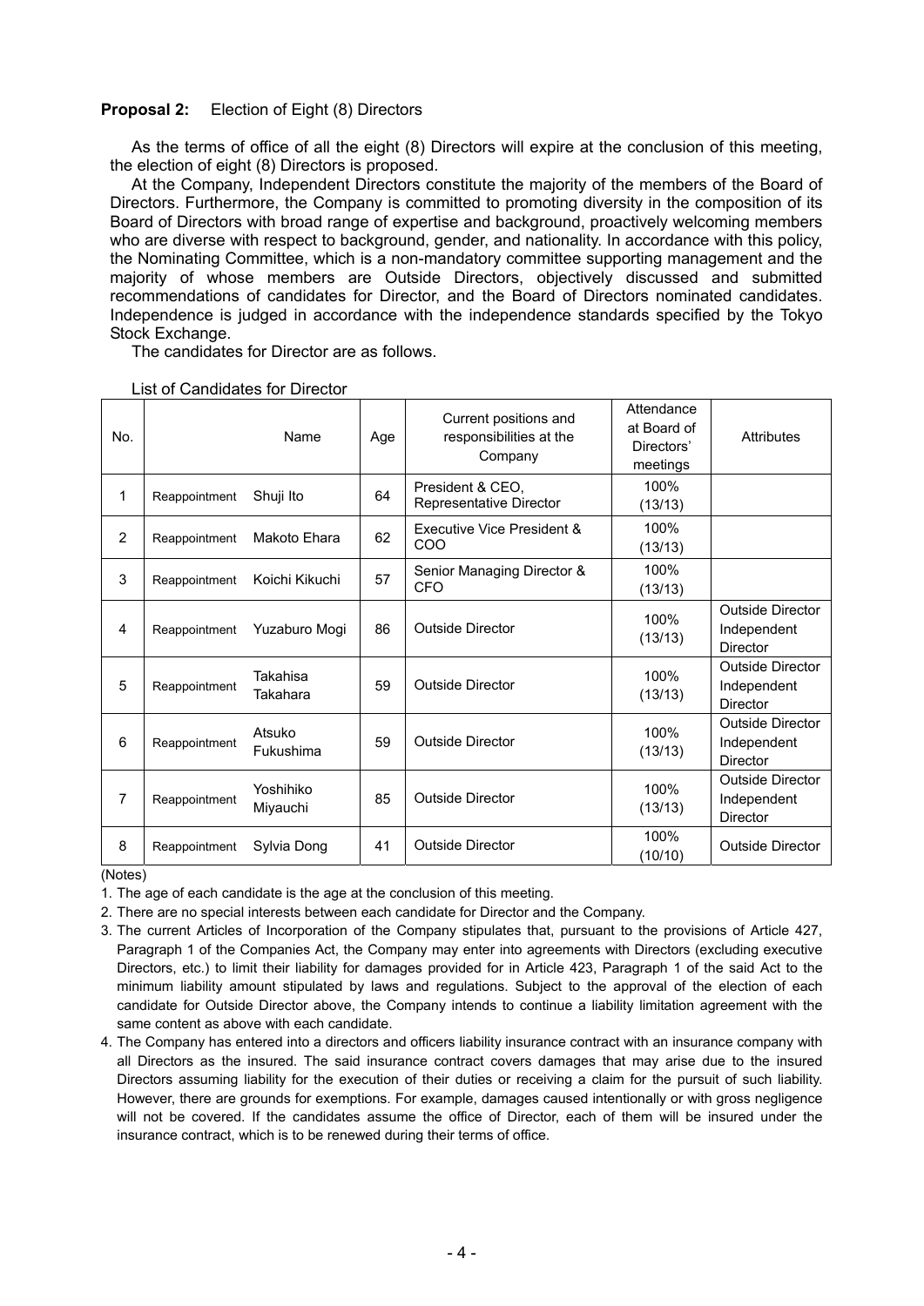**Proposal 2:** Election of Eight (8) Directors

As the terms of office of all the eight (8) Directors will expire at the conclusion of this meeting, the election of eight (8) Directors is proposed.

At the Company, Independent Directors constitute the majority of the members of the Board of Directors. Furthermore, the Company is committed to promoting diversity in the composition of its Board of Directors with broad range of expertise and background, proactively welcoming members who are diverse with respect to background, gender, and nationality. In accordance with this policy, the Nominating Committee, which is a non-mandatory committee supporting management and the majority of whose members are Outside Directors, objectively discussed and submitted recommendations of candidates for Director, and the Board of Directors nominated candidates. Independence is judged in accordance with the independence standards specified by the Tokyo Stock Exchange.

The candidates for Director are as follows.

List of Candidates for Director

| No. | | Name | Age | Current positions and responsibilities at the Company | Attendance at Board of Directors' meetings | Attributes |
|---|---|---|---|---|---|---|
| 1 | Reappointment | Shuji Ito | 64 | President & CEO, Representative Director | 100% (13/13) | |
| 2 | Reappointment | Makoto Ehara | 62 | Executive Vice President & COO | 100% (13/13) | |
| 3 | Reappointment | Koichi Kikuchi | 57 | Senior Managing Director & CFO | 100% (13/13) | |
| 4 | Reappointment | Yuzaburo Mogi | 86 | Outside Director | 100% (13/13) | Outside Director Independent Director |
| 5 | Reappointment | Takahisa Takahara | 59 | Outside Director | 100% (13/13) | Outside Director Independent Director |
| 6 | Reappointment | Atsuko Fukushima | 59 | Outside Director | 100% (13/13) | Outside Director Independent Director |
| 7 | Reappointment | Yoshihiko Miyauchi | 85 | Outside Director | 100% (13/13) | Outside Director Independent Director |
| 8 | Reappointment | Sylvia Dong | 41 | Outside Director | 100% (10/10) | Outside Director |

(Notes)

1. The age of each candidate is the age at the conclusion of this meeting.
2. There are no special interests between each candidate for Director and the Company.
3. The current Articles of Incorporation of the Company stipulates that, pursuant to the provisions of Article 427, Paragraph 1 of the Companies Act, the Company may enter into agreements with Directors (excluding executive Directors, etc.) to limit their liability for damages provided for in Article 423, Paragraph 1 of the said Act to the minimum liability amount stipulated by laws and regulations. Subject to the approval of the election of each candidate for Outside Director above, the Company intends to continue a liability limitation agreement with the same content as above with each candidate.
4. The Company has entered into a directors and officers liability insurance contract with an insurance company with all Directors as the insured. The said insurance contract covers damages that may arise due to the insured Directors assuming liability for the execution of their duties or receiving a claim for the pursuit of such liability. However, there are grounds for exemptions. For example, damages caused intentionally or with gross negligence will not be covered. If the candidates assume the office of Director, each of them will be insured under the insurance contract, which is to be renewed during their terms of office.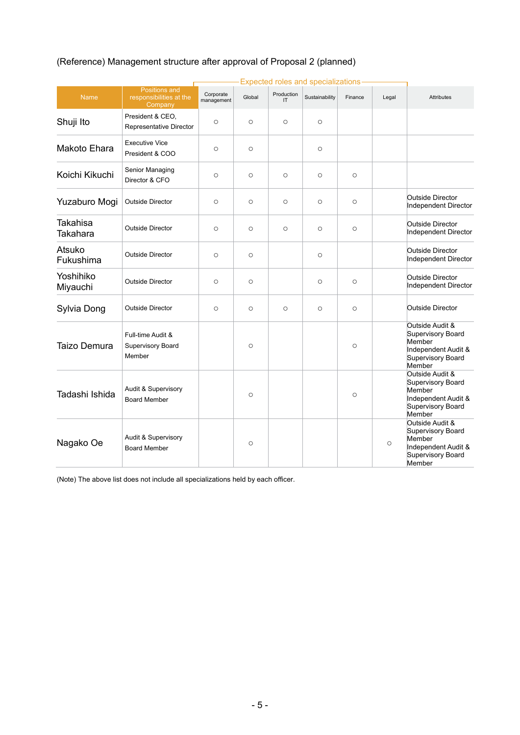(Reference) Management structure after approval of Proposal 2 (planned)

| Name | Positions and responsibilities at the Company | Expected roles and specializations | | | | | | Attributes |
|---|---|---|---|---|---|---|---|---|
| | | Corporate management | Global | Production IT | Sustainability | Finance | Legal | |
| Shuji Ito | President & CEO, Representative Director | ○ | ○ | ○ | ○ | | | |
| Makoto Ehara | Executive Vice President & COO | ○ | ○ | | ○ | | | |
| Koichi Kikuchi | Senior Managing Director & CFO | ○ | ○ | ○ | ○ | ○ | | |
| Yuzaburo Mogi | Outside Director | ○ | ○ | ○ | ○ | ○ | | Outside Director Independent Director |
| Takahisa Takahara | Outside Director | ○ | ○ | ○ | ○ | ○ | | Outside Director Independent Director |
| Atsuko Fukushima | Outside Director | ○ | ○ | | ○ | | | Outside Director Independent Director |
| Yoshihiko Miyauchi | Outside Director | ○ | ○ | | ○ | ○ | | Outside Director Independent Director |
| Sylvia Dong | Outside Director | ○ | ○ | ○ | ○ | ○ | | Outside Director |
| Taizo Demura | Full-time Audit & Supervisory Board Member | | ○ | | | ○ | | Outside Audit & Supervisory Board Member Independent Audit & Supervisory Board Member |
| Tadashi Ishida | Audit & Supervisory Board Member | | ○ | | | ○ | | Outside Audit & Supervisory Board Member Independent Audit & Supervisory Board Member |
| Nagako Oe | Audit & Supervisory Board Member | | ○ | | | | ○ | Outside Audit & Supervisory Board Member Independent Audit & Supervisory Board Member |

(Note) The above list does not include all specializations held by each officer.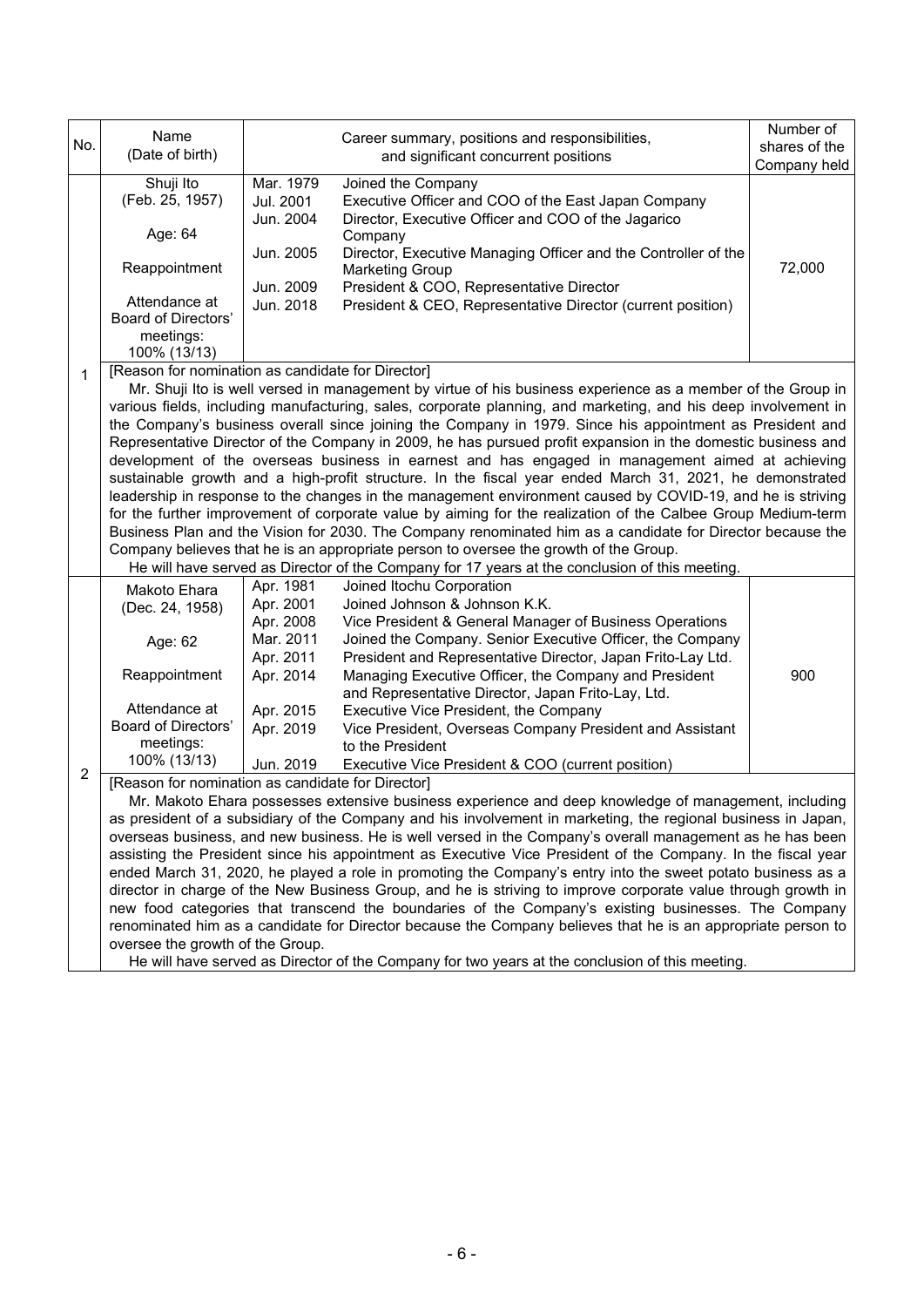| No. | Name (Date of birth) | Career summary, positions and responsibilities, and significant concurrent positions | Number of shares of the Company held |
|---|---|---|---|
| 1 | Shuji Ito (Feb. 25, 1957)<br><br>Age: 64<br><br>Reappointment<br><br>Attendance at Board of Directors' meetings: 100% (13/13) | Mar. 1979 Joined the Company<br>Jul. 2001 Executive Officer and COO of the East Japan Company<br>Jun. 2004 Director, Executive Officer and COO of the Jagarico Company<br>Jun. 2005 Director, Executive Managing Officer and the Controller of the Marketing Group<br>Jun. 2009 President & COO, Representative Director<br>Jun. 2018 President & CEO, Representative Director (current position) | 72,000 |
| | [Reason for nomination as candidate for Director]<br>Mr. Shuji Ito is well versed in management by virtue of his business experience as a member of the Group in various fields, including manufacturing, sales, corporate planning, and marketing, and his deep involvement in the Company's business overall since joining the Company in 1979. Since his appointment as President and Representative Director of the Company in 2009, he has pursued profit expansion in the domestic business and development of the overseas business in earnest and has engaged in management aimed at achieving sustainable growth and a high-profit structure. In the fiscal year ended March 31, 2021, he demonstrated leadership in response to the changes in the management environment caused by COVID-19, and he is striving for the further improvement of corporate value by aiming for the realization of the Calbee Group Medium-term Business Plan and the Vision for 2030. The Company renominated him as a candidate for Director because the Company believes that he is an appropriate person to oversee the growth of the Group.<br>He will have served as Director of the Company for 17 years at the conclusion of this meeting. | | |
| 2 | Makoto Ehara (Dec. 24, 1958)<br><br>Age: 62<br><br>Reappointment<br><br>Attendance at Board of Directors' meetings: 100% (13/13) | Apr. 1981 Joined Itochu Corporation<br>Apr. 2001 Joined Johnson & Johnson K.K.<br>Apr. 2008 Vice President & General Manager of Business Operations<br>Mar. 2011 Joined the Company. Senior Executive Officer, the Company<br>Apr. 2011 President and Representative Director, Japan Frito-Lay Ltd.<br>Apr. 2014 Managing Executive Officer, the Company and President and Representative Director, Japan Frito-Lay, Ltd.<br>Apr. 2015 Executive Vice President, the Company<br>Apr. 2019 Vice President, Overseas Company President and Assistant to the President<br>Jun. 2019 Executive Vice President & COO (current position) | 900 |
| | [Reason for nomination as candidate for Director]<br>Mr. Makoto Ehara possesses extensive business experience and deep knowledge of management, including as president of a subsidiary of the Company and his involvement in marketing, the regional business in Japan, overseas business, and new business. He is well versed in the Company's overall management as he has been assisting the President since his appointment as Executive Vice President of the Company. In the fiscal year ended March 31, 2020, he played a role in promoting the Company's entry into the sweet potato business as a director in charge of the New Business Group, and he is striving to improve corporate value through growth in new food categories that transcend the boundaries of the Company's existing businesses. The Company renominated him as a candidate for Director because the Company believes that he is an appropriate person to oversee the growth of the Group.<br>He will have served as Director of the Company for two years at the conclusion of this meeting. | | |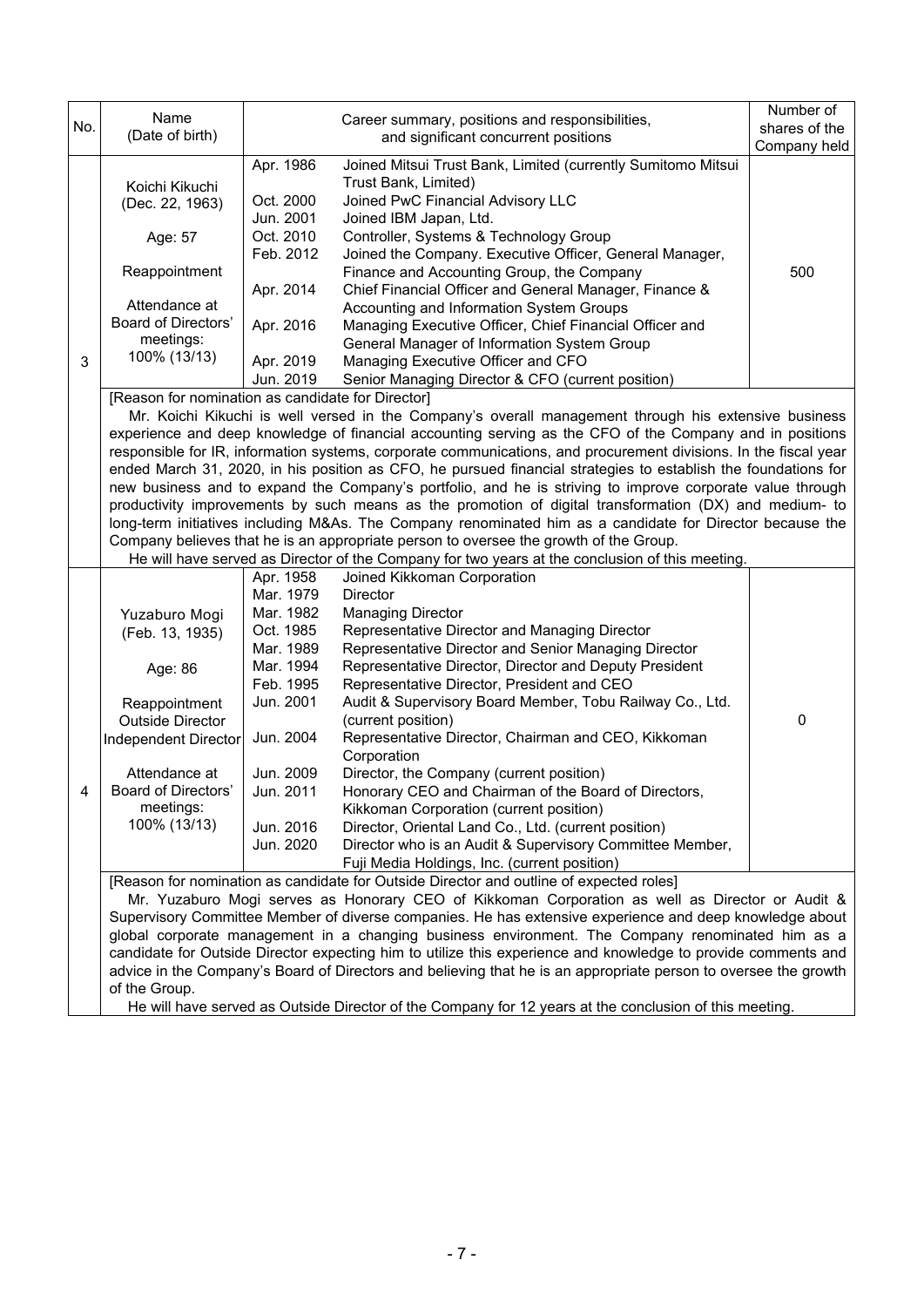| No. | Name (Date of birth) | Career summary, positions and responsibilities, and significant concurrent positions | | Number of shares of the Company held |
|---|---|---|---|---|
| 3 | Koichi Kikuchi (Dec. 22, 1963)<br><br>Age: 57<br><br>Reappointment<br><br>Attendance at Board of Directors' meetings: 100% (13/13) | Apr. 1986<br><br>Oct. 2000<br>Jun. 2001<br>Oct. 2010<br>Feb. 2012<br><br>Apr. 2014<br><br>Apr. 2016<br><br>Apr. 2019<br>Jun. 2019 | Joined Mitsui Trust Bank, Limited (currently Sumitomo Mitsui Trust Bank, Limited)<br>Joined PwC Financial Advisory LLC<br>Joined IBM Japan, Ltd.<br>Controller, Systems & Technology Group<br>Joined the Company. Executive Officer, General Manager, Finance and Accounting Group, the Company<br>Chief Financial Officer and General Manager, Finance & Accounting and Information System Groups<br>Managing Executive Officer, Chief Financial Officer and General Manager of Information System Group<br>Managing Executive Officer and CFO<br>Senior Managing Director & CFO (current position) | 500 |
| | [Reason for nomination as candidate for Director]<br>Mr. Koichi Kikuchi is well versed in the Company's overall management through his extensive business experience and deep knowledge of financial accounting serving as the CFO of the Company and in positions responsible for IR, information systems, corporate communications, and procurement divisions. In the fiscal year ended March 31, 2020, in his position as CFO, he pursued financial strategies to establish the foundations for new business and to expand the Company's portfolio, and he is striving to improve corporate value through productivity improvements by such means as the promotion of digital transformation (DX) and medium- to long-term initiatives including M&As. The Company renominated him as a candidate for Director because the Company believes that he is an appropriate person to oversee the growth of the Group.<br>He will have served as Director of the Company for two years at the conclusion of this meeting. | | | |
| 4 | Yuzaburo Mogi (Feb. 13, 1935)<br><br>Age: 86<br><br>Reappointment<br>Outside Director<br>Independent Director<br><br>Attendance at Board of Directors' meetings: 100% (13/13) | Apr. 1958<br>Mar. 1979<br>Mar. 1982<br>Oct. 1985<br>Mar. 1989<br>Mar. 1994<br>Feb. 1995<br>Jun. 2001<br><br>Jun. 2004<br><br>Jun. 2009<br>Jun. 2011<br><br>Jun. 2016<br>Jun. 2020 | Joined Kikkoman Corporation<br>Director<br>Managing Director<br>Representative Director and Managing Director<br>Representative Director and Senior Managing Director<br>Representative Director, Director and Deputy President<br>Representative Director, President and CEO<br>Audit & Supervisory Board Member, Tobu Railway Co., Ltd. (current position)<br>Representative Director, Chairman and CEO, Kikkoman Corporation<br>Director, the Company (current position)<br>Honorary CEO and Chairman of the Board of Directors, Kikkoman Corporation (current position)<br>Director, Oriental Land Co., Ltd. (current position)<br>Director who is an Audit & Supervisory Committee Member, Fuji Media Holdings, Inc. (current position) | 0 |
| | [Reason for nomination as candidate for Outside Director and outline of expected roles]<br>Mr. Yuzaburo Mogi serves as Honorary CEO of Kikkoman Corporation as well as Director or Audit & Supervisory Committee Member of diverse companies. He has extensive experience and deep knowledge about global corporate management in a changing business environment. The Company renominated him as a candidate for Outside Director expecting him to utilize this experience and knowledge to provide comments and advice in the Company's Board of Directors and believing that he is an appropriate person to oversee the growth of the Group.<br>He will have served as Outside Director of the Company for 12 years at the conclusion of this meeting. | | | |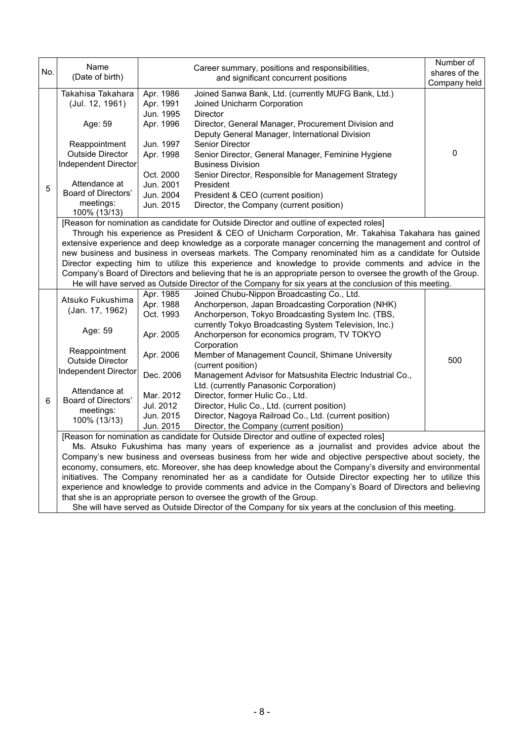| No. | Name (Date of birth) | Career summary, positions and responsibilities, and significant concurrent positions | Number of shares of the Company held |
|---|---|---|---|
| 5 | Takahisa Takahara (Jul. 12, 1961)<br><br>Age: 59<br><br>Reappointment<br>Outside Director<br>Independent Director<br><br>Attendance at Board of Directors' meetings: 100% (13/13) | Apr. 1986 Joined Sanwa Bank, Ltd. (currently MUFG Bank, Ltd.)<br>Apr. 1991 Joined Unicharm Corporation<br>Jun. 1995 Director<br>Apr. 1996 Director, General Manager, Procurement Division and Deputy General Manager, International Division<br>Jun. 1997 Senior Director<br>Apr. 1998 Senior Director, General Manager, Feminine Hygiene Business Division<br>Oct. 2000 Senior Director, Responsible for Management Strategy<br>Jun. 2001 President<br>Jun. 2004 President & CEO (current position)<br>Jun. 2015 Director, the Company (current position) | 0 |
| | [Reason for nomination as candidate for Outside Director and outline of expected roles]<br>Through his experience as President & CEO of Unicharm Corporation, Mr. Takahisa Takahara has gained extensive experience and deep knowledge as a corporate manager concerning the management and control of new business and business in overseas markets. The Company renominated him as a candidate for Outside Director expecting him to utilize this experience and knowledge to provide comments and advice in the Company's Board of Directors and believing that he is an appropriate person to oversee the growth of the Group.<br>He will have served as Outside Director of the Company for six years at the conclusion of this meeting. | | |
| 6 | Atsuko Fukushima (Jan. 17, 1962)<br><br>Age: 59<br><br>Reappointment<br>Outside Director<br>Independent Director<br><br>Attendance at Board of Directors' meetings: 100% (13/13) | Apr. 1985 Joined Chubu-Nippon Broadcasting Co., Ltd.<br>Apr. 1988 Anchorperson, Japan Broadcasting Corporation (NHK)<br>Oct. 1993 Anchorperson, Tokyo Broadcasting System Inc. (TBS, currently Tokyo Broadcasting System Television, Inc.)<br>Apr. 2005 Anchorperson for economics program, TV TOKYO Corporation<br>Apr. 2006 Member of Management Council, Shimane University (current position)<br>Dec. 2006 Management Advisor for Matsushita Electric Industrial Co., Ltd. (currently Panasonic Corporation)<br>Mar. 2012 Director, former Hulic Co., Ltd.<br>Jul. 2012 Director, Hulic Co., Ltd. (current position)<br>Jun. 2015 Director, Nagoya Railroad Co., Ltd. (current position)<br>Jun. 2015 Director, the Company (current position) | 500 |
| | [Reason for nomination as candidate for Outside Director and outline of expected roles]<br>Ms. Atsuko Fukushima has many years of experience as a journalist and provides advice about the Company's new business and overseas business from her wide and objective perspective about society, the economy, consumers, etc. Moreover, she has deep knowledge about the Company's diversity and environmental initiatives. The Company renominated her as a candidate for Outside Director expecting her to utilize this experience and knowledge to provide comments and advice in the Company's Board of Directors and believing that she is an appropriate person to oversee the growth of the Group.<br>She will have served as Outside Director of the Company for six years at the conclusion of this meeting. | | |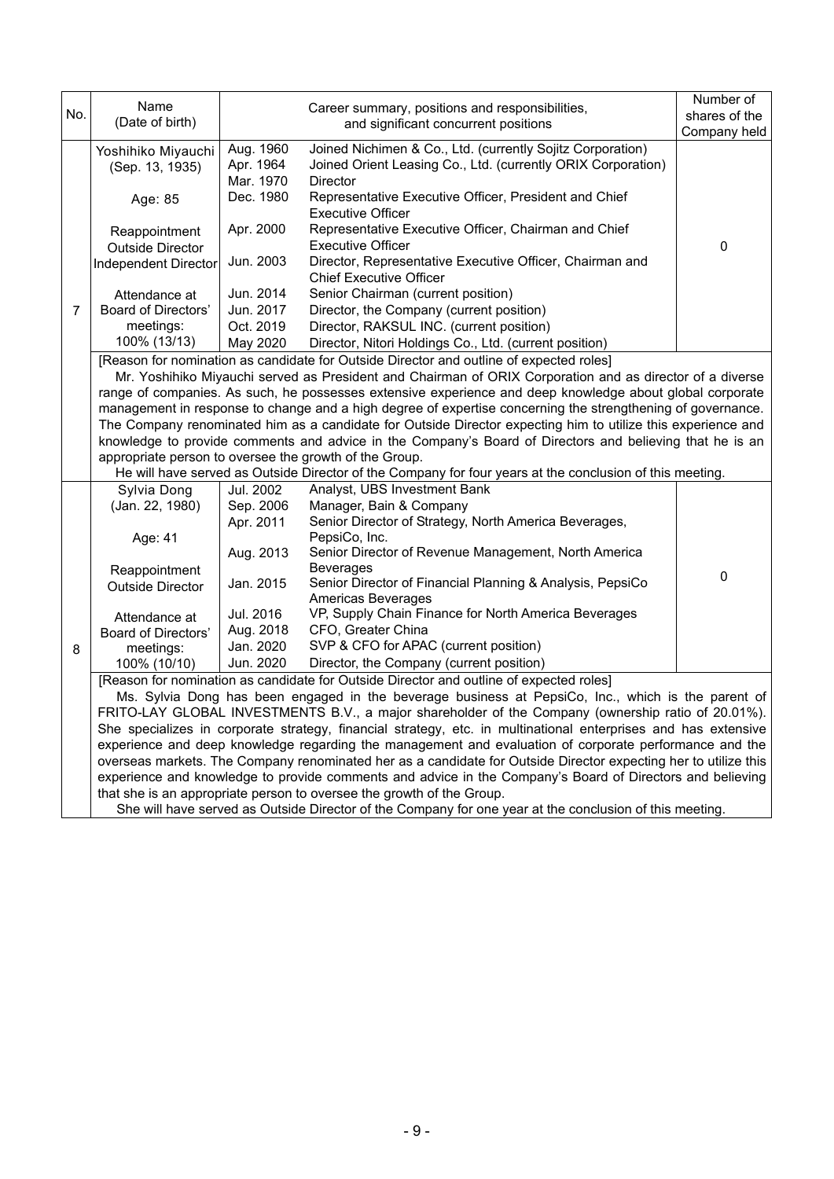| No. | Name (Date of birth) | Career summary, positions and responsibilities, and significant concurrent positions | | Number of shares of the Company held |
|---|---|---|---|---|
| 7 | Yoshihiko Miyauchi (Sep. 13, 1935)<br><br>Age: 85<br><br>Reappointment<br>Outside Director<br>Independent Director<br><br>Attendance at Board of Directors' meetings: 100% (13/13) | Aug. 1960<br>Apr. 1964<br>Mar. 1970<br>Dec. 1980<br><br>Apr. 2000<br><br>Jun. 2003<br><br>Jun. 2014<br>Jun. 2017<br>Oct. 2019<br>May 2020 | Joined Nichimen & Co., Ltd. (currently Sojitz Corporation)<br>Joined Orient Leasing Co., Ltd. (currently ORIX Corporation)<br>Director<br>Representative Executive Officer, President and Chief Executive Officer<br>Representative Executive Officer, Chairman and Chief Executive Officer<br>Director, Representative Executive Officer, Chairman and Chief Executive Officer<br>Senior Chairman (current position)<br>Director, the Company (current position)<br>Director, RAKSUL INC. (current position)<br>Director, Nitori Holdings Co., Ltd. (current position) | 0 |
| | [Reason for nomination as candidate for Outside Director and outline of expected roles]<br>Mr. Yoshihiko Miyauchi served as President and Chairman of ORIX Corporation and as director of a diverse range of companies. As such, he possesses extensive experience and deep knowledge about global corporate management in response to change and a high degree of expertise concerning the strengthening of governance. The Company renominated him as a candidate for Outside Director expecting him to utilize this experience and knowledge to provide comments and advice in the Company's Board of Directors and believing that he is an appropriate person to oversee the growth of the Group.<br>He will have served as Outside Director of the Company for four years at the conclusion of this meeting. | | | |
| 8 | Sylvia Dong (Jan. 22, 1980)<br><br>Age: 41<br><br>Reappointment<br>Outside Director<br><br>Attendance at Board of Directors' meetings: 100% (10/10) | Jul. 2002<br>Sep. 2006<br>Apr. 2011<br><br>Aug. 2013<br><br>Jan. 2015<br><br>Jul. 2016<br>Aug. 2018<br>Jan. 2020<br>Jun. 2020 | Analyst, UBS Investment Bank<br>Manager, Bain & Company<br>Senior Director of Strategy, North America Beverages, PepsiCo, Inc.<br>Senior Director of Revenue Management, North America Beverages<br>Senior Director of Financial Planning & Analysis, PepsiCo Americas Beverages<br>VP, Supply Chain Finance for North America Beverages<br>CFO, Greater China<br>SVP & CFO for APAC (current position)<br>Director, the Company (current position) | 0 |
| | [Reason for nomination as candidate for Outside Director and outline of expected roles]<br>Ms. Sylvia Dong has been engaged in the beverage business at PepsiCo, Inc., which is the parent of FRITO-LAY GLOBAL INVESTMENTS B.V., a major shareholder of the Company (ownership ratio of 20.01%). She specializes in corporate strategy, financial strategy, etc. in multinational enterprises and has extensive experience and deep knowledge regarding the management and evaluation of corporate performance and the overseas markets. The Company renominated her as a candidate for Outside Director expecting her to utilize this experience and knowledge to provide comments and advice in the Company's Board of Directors and believing that she is an appropriate person to oversee the growth of the Group.<br>She will have served as Outside Director of the Company for one year at the conclusion of this meeting. | | | |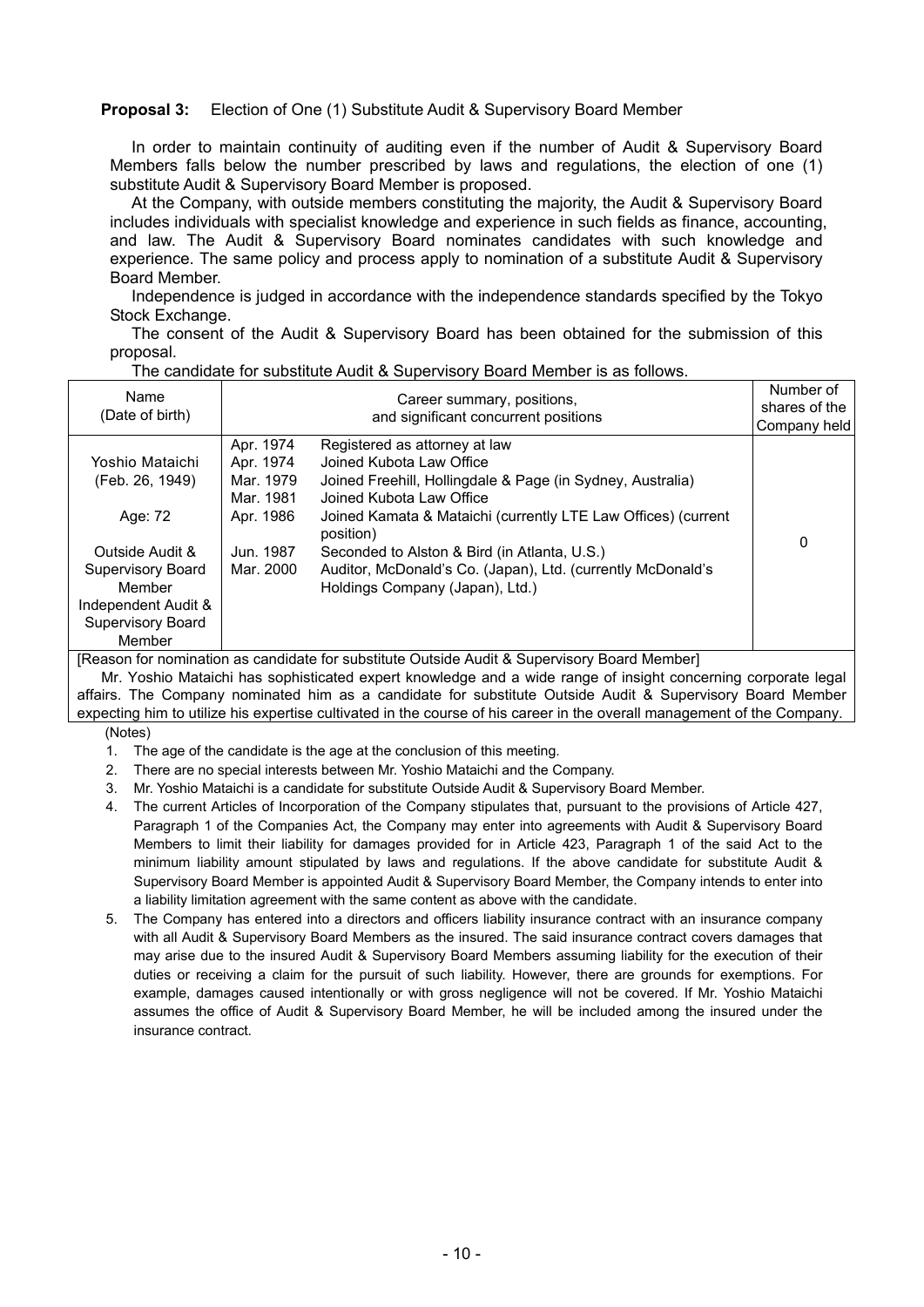**Proposal 3:** Election of One (1) Substitute Audit & Supervisory Board Member

In order to maintain continuity of auditing even if the number of Audit & Supervisory Board Members falls below the number prescribed by laws and regulations, the election of one (1) substitute Audit & Supervisory Board Member is proposed.

At the Company, with outside members constituting the majority, the Audit & Supervisory Board includes individuals with specialist knowledge and experience in such fields as finance, accounting, and law. The Audit & Supervisory Board nominates candidates with such knowledge and experience. The same policy and process apply to nomination of a substitute Audit & Supervisory Board Member.

Independence is judged in accordance with the independence standards specified by the Tokyo Stock Exchange.

The consent of the Audit & Supervisory Board has been obtained for the submission of this proposal.

The candidate for substitute Audit & Supervisory Board Member is as follows.

| Name (Date of birth) | Career summary, positions, and significant concurrent positions | | Number of shares of the Company held |
|---|---|---|---|
| Yoshio Mataichi (Feb. 26, 1949) Age: 72 Outside Audit & Supervisory Board Member Independent Audit & Supervisory Board Member | Apr. 1974 | Registered as attorney at law | 0 |
| | Apr. 1974 | Joined Kubota Law Office | |
| | Mar. 1979 | Joined Freehill, Hollingdale & Page (in Sydney, Australia) | |
| | Mar. 1981 | Joined Kubota Law Office | |
| | Apr. 1986 | Joined Kamata & Mataichi (currently LTE Law Offices) (current position) | |
| | Jun. 1987 | Seconded to Alston & Bird (in Atlanta, U.S.) | |
| | Mar. 2000 | Auditor, McDonald's Co. (Japan), Ltd. (currently McDonald's Holdings Company (Japan), Ltd.) | |

[Reason for nomination as candidate for substitute Outside Audit & Supervisory Board Member]

Mr. Yoshio Mataichi has sophisticated expert knowledge and a wide range of insight concerning corporate legal affairs. The Company nominated him as a candidate for substitute Outside Audit & Supervisory Board Member expecting him to utilize his expertise cultivated in the course of his career in the overall management of the Company.

(Notes)

1. The age of the candidate is the age at the conclusion of this meeting.
2. There are no special interests between Mr. Yoshio Mataichi and the Company.
3. Mr. Yoshio Mataichi is a candidate for substitute Outside Audit & Supervisory Board Member.
4. The current Articles of Incorporation of the Company stipulates that, pursuant to the provisions of Article 427, Paragraph 1 of the Companies Act, the Company may enter into agreements with Audit & Supervisory Board Members to limit their liability for damages provided for in Article 423, Paragraph 1 of the said Act to the minimum liability amount stipulated by laws and regulations. If the above candidate for substitute Audit & Supervisory Board Member is appointed Audit & Supervisory Board Member, the Company intends to enter into a liability limitation agreement with the same content as above with the candidate.
5. The Company has entered into a directors and officers liability insurance contract with an insurance company with all Audit & Supervisory Board Members as the insured. The said insurance contract covers damages that may arise due to the insured Audit & Supervisory Board Members assuming liability for the execution of their duties or receiving a claim for the pursuit of such liability. However, there are grounds for exemptions. For example, damages caused intentionally or with gross negligence will not be covered. If Mr. Yoshio Mataichi assumes the office of Audit & Supervisory Board Member, he will be included among the insured under the insurance contract.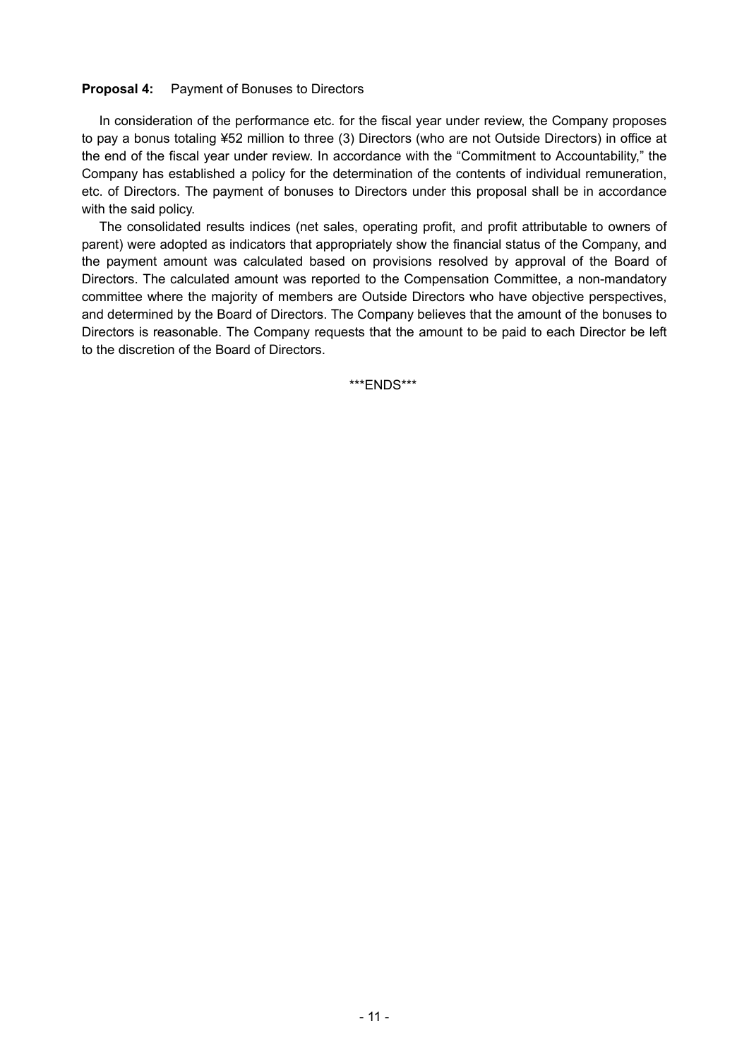**Proposal 4:** Payment of Bonuses to Directors

In consideration of the performance etc. for the fiscal year under review, the Company proposes to pay a bonus totaling ¥52 million to three (3) Directors (who are not Outside Directors) in office at the end of the fiscal year under review. In accordance with the "Commitment to Accountability," the Company has established a policy for the determination of the contents of individual remuneration, etc. of Directors. The payment of bonuses to Directors under this proposal shall be in accordance with the said policy.

The consolidated results indices (net sales, operating profit, and profit attributable to owners of parent) were adopted as indicators that appropriately show the financial status of the Company, and the payment amount was calculated based on provisions resolved by approval of the Board of Directors. The calculated amount was reported to the Compensation Committee, a non-mandatory committee where the majority of members are Outside Directors who have objective perspectives, and determined by the Board of Directors. The Company believes that the amount of the bonuses to Directors is reasonable. The Company requests that the amount to be paid to each Director be left to the discretion of the Board of Directors.

***ENDS***